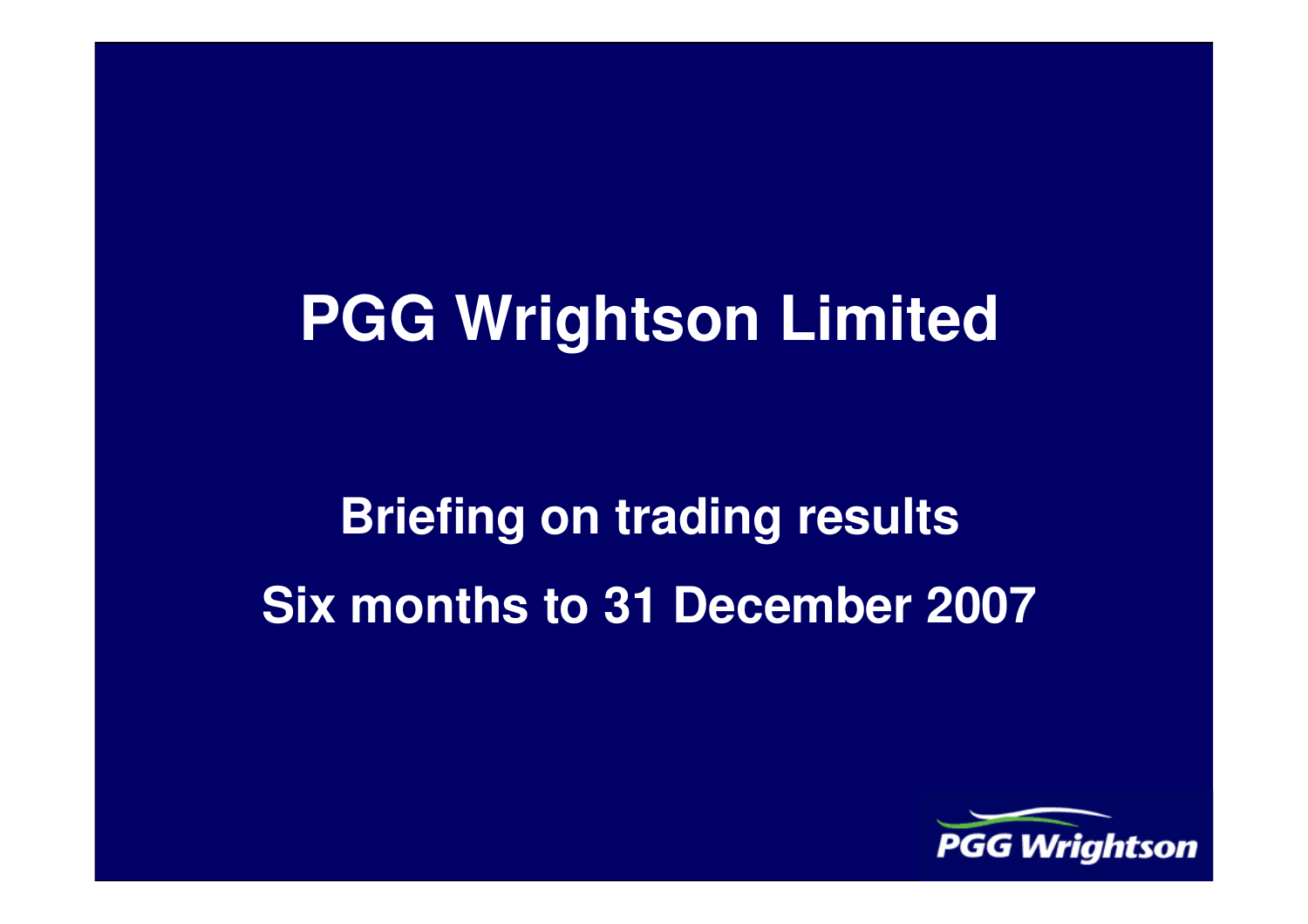# PGG Wrightson Limited

## Briefing on trading results

## Six months to 31 December 2007

PGG Wrightson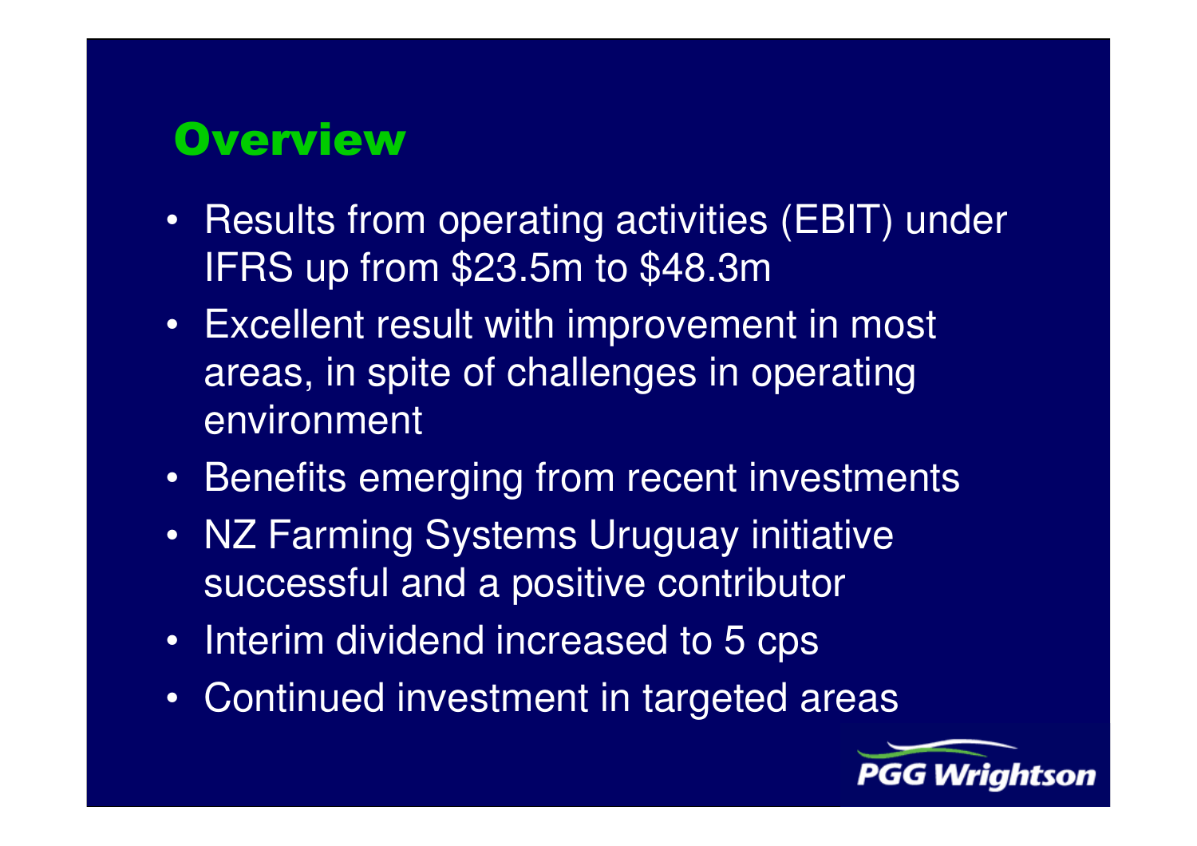# Overview

- Results from operating activities (EBIT) under IFRS up from $23.5m to $48.3m
- Excellent result with improvement in most areas, in spite of challenges in operating environment
- Benefits emerging from recent investments
- NZ Farming Systems Uruguay initiative successful and a positive contributor
- Interim dividend increased to 5 cps
- Continued investment in targeted areas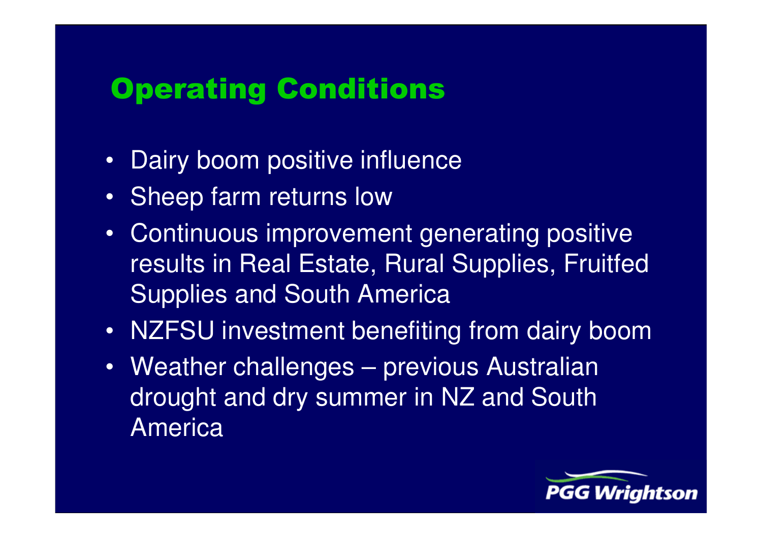# Operating Conditions

- Dairy boom positive influence
- Sheep farm returns low
- Continuous improvement generating positive results in Real Estate, Rural Supplies, Fruitfed Supplies and South America
- NZFSU investment benefiting from dairy boom
- Weather challenges – previous Australian drought and dry summer in NZ and South America

PGG Wrightson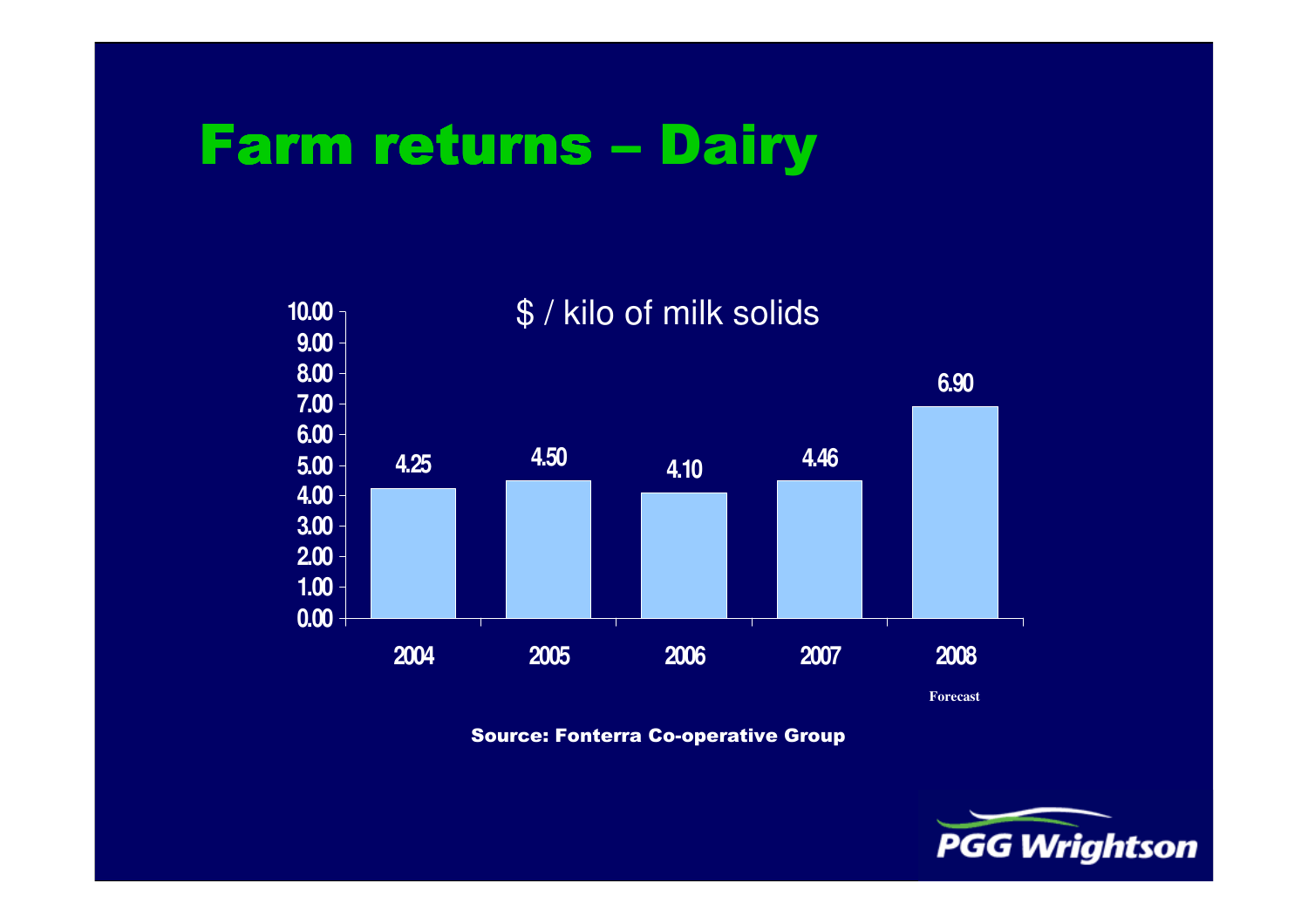# Farm returns – Dairy

$ / kilo of milk solids

| Year | $ / kilo of milk solids |
|---|---|
| 2004 | 4.25 |
| 2005 | 4.50 |
| 2006 | 4.10 |
| 2007 | 4.46 |
| 2008 (Forecast) | 6.90 |

**Source: Fonterra Co-operative Group**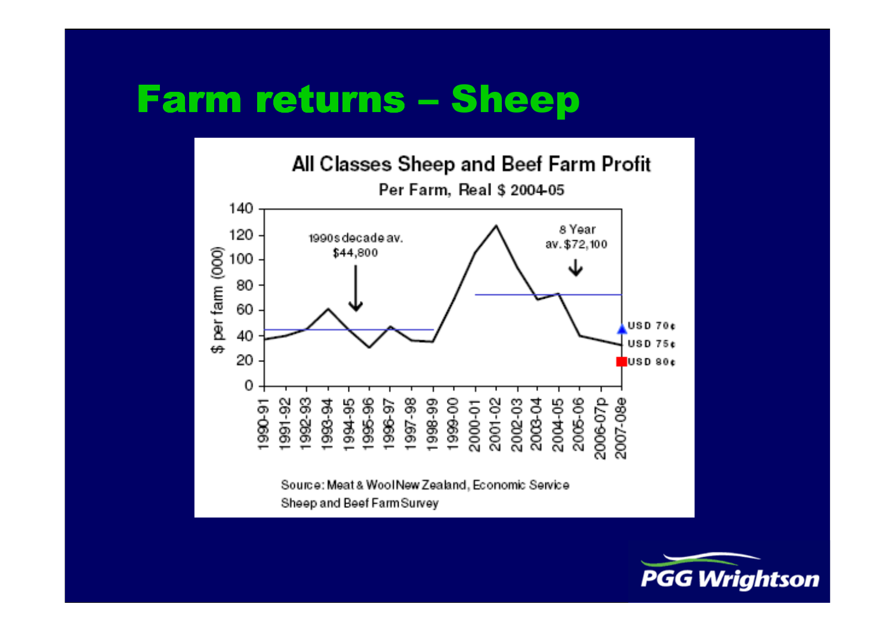# Farm returns – Sheep

All Classes Sheep and Beef Farm Profit

Per Farm, Real $ 2004-05

$ per farm (000)

1990s decade av. $44,800

8 Year av. $72,100

USD 70¢

USD 75¢

USD 80¢

1990-91, 1991-92, 1992-93, 1993-94, 1994-95, 1995-96, 1996-97, 1997-98, 1998-99, 1999-00, 2000-01, 2001-02, 2002-03, 2003-04, 2004-05, 2005-06, 2006-07p, 2007-08e

Source: Meat & Wool New Zealand, Economic Service Sheep and Beef Farm Survey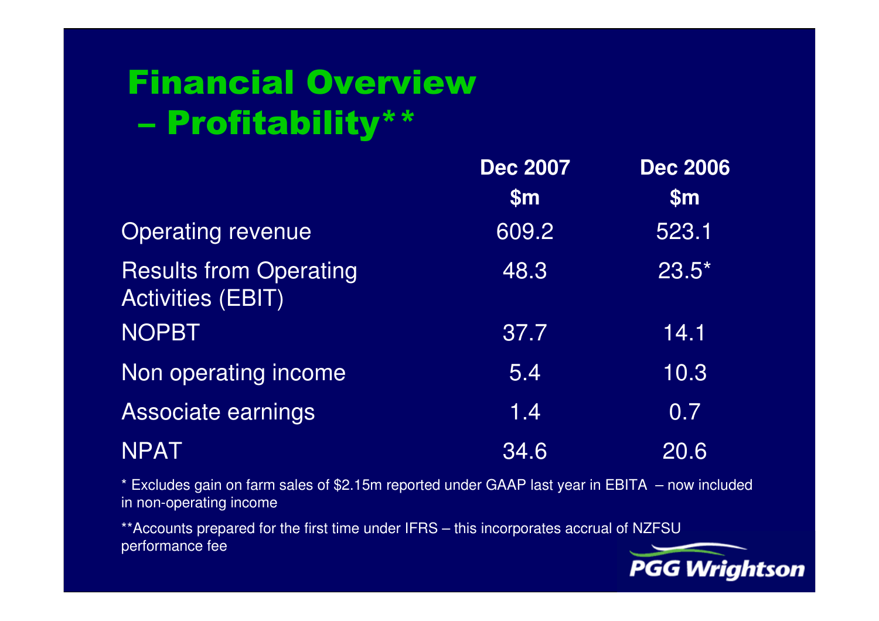# Financial Overview – Profitability**

| | Dec 2007 $m | Dec 2006 $m |
|---|---|---|
| Operating revenue | 609.2 | 523.1 |
| Results from Operating Activities (EBIT) | 48.3 | 23.5* |
| NOPBT | 37.7 | 14.1 |
| Non operating income | 5.4 | 10.3 |
| Associate earnings | 1.4 | 0.7 |
| NPAT | 34.6 | 20.6 |

* Excludes gain on farm sales of $2.15m reported under GAAP last year in EBITA – now included in non-operating income

**Accounts prepared for the first time under IFRS – this incorporates accrual of NZFSU performance fee

PGG Wrightson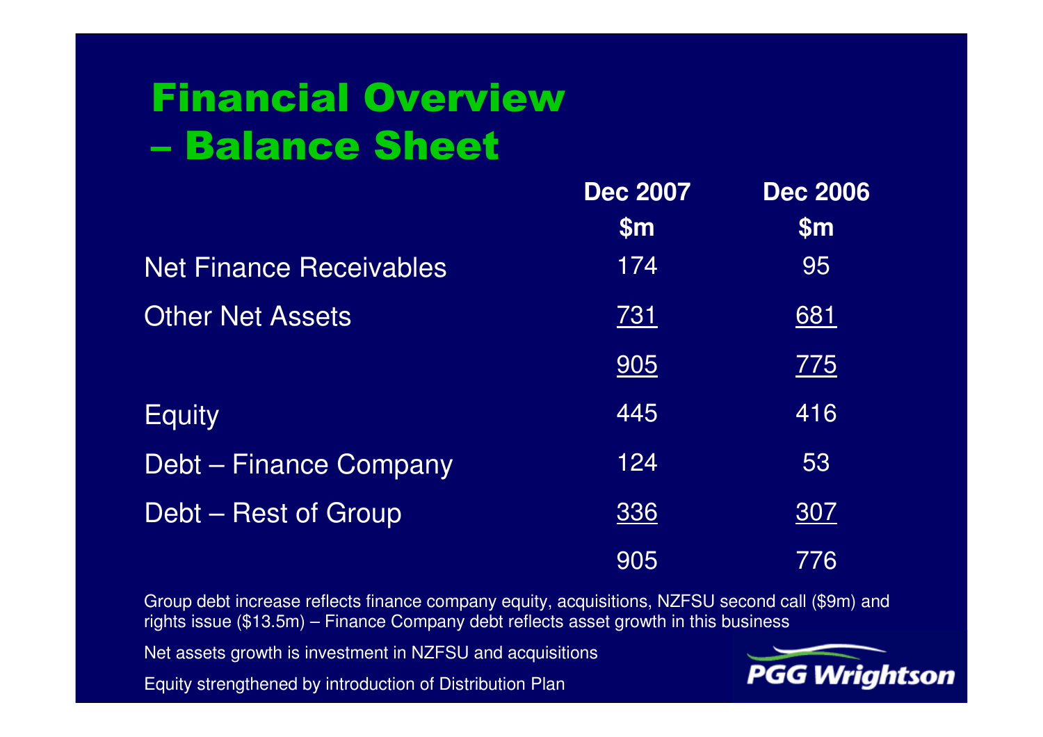# Financial Overview – Balance Sheet

| | Dec 2007 $m | Dec 2006 $m |
|---|---|---|
| Net Finance Receivables | 174 | 95 |
| Other Net Assets | 731 | 681 |
| | 905 | 775 |
| Equity | 445 | 416 |
| Debt – Finance Company | 124 | 53 |
| Debt – Rest of Group | 336 | 307 |
| | 905 | 776 |

Group debt increase reflects finance company equity, acquisitions, NZFSU second call ($9m) and rights issue ($13.5m) – Finance Company debt reflects asset growth in this business

Net assets growth is investment in NZFSU and acquisitions

Equity strengthened by introduction of Distribution Plan

PGG Wrightson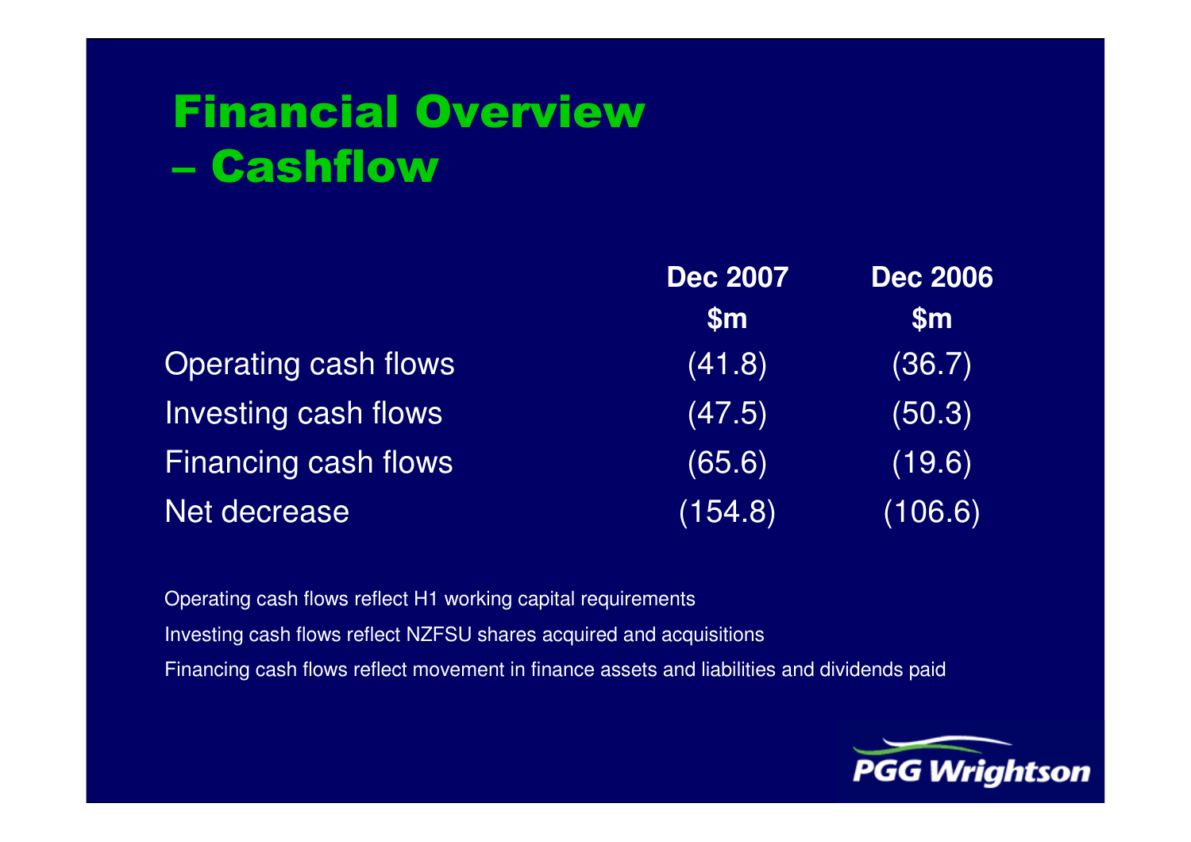# Financial Overview – Cashflow

| | Dec 2007 $m | Dec 2006 $m |
|---|---|---|
| Operating cash flows | (41.8) | (36.7) |
| Investing cash flows | (47.5) | (50.3) |
| Financing cash flows | (65.6) | (19.6) |
| Net decrease | (154.8) | (106.6) |

Operating cash flows reflect H1 working capital requirements

Investing cash flows reflect NZFSU shares acquired and acquisitions

Financing cash flows reflect movement in finance assets and liabilities and dividends paid

PGG Wrightson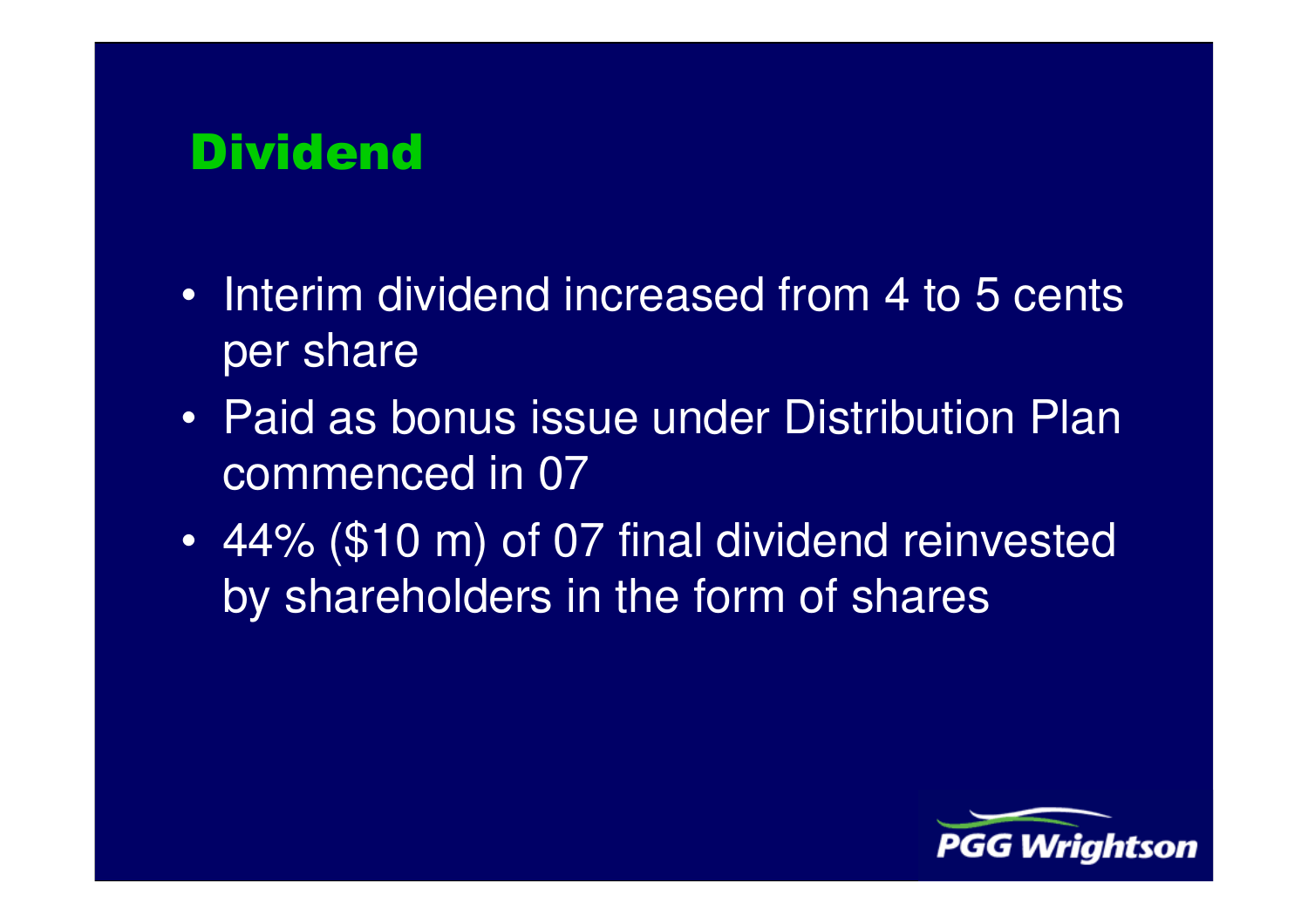# Dividend

- Interim dividend increased from 4 to 5 cents per share
- Paid as bonus issue under Distribution Plan commenced in 07
- 44% ($10 m) of 07 final dividend reinvested by shareholders in the form of shares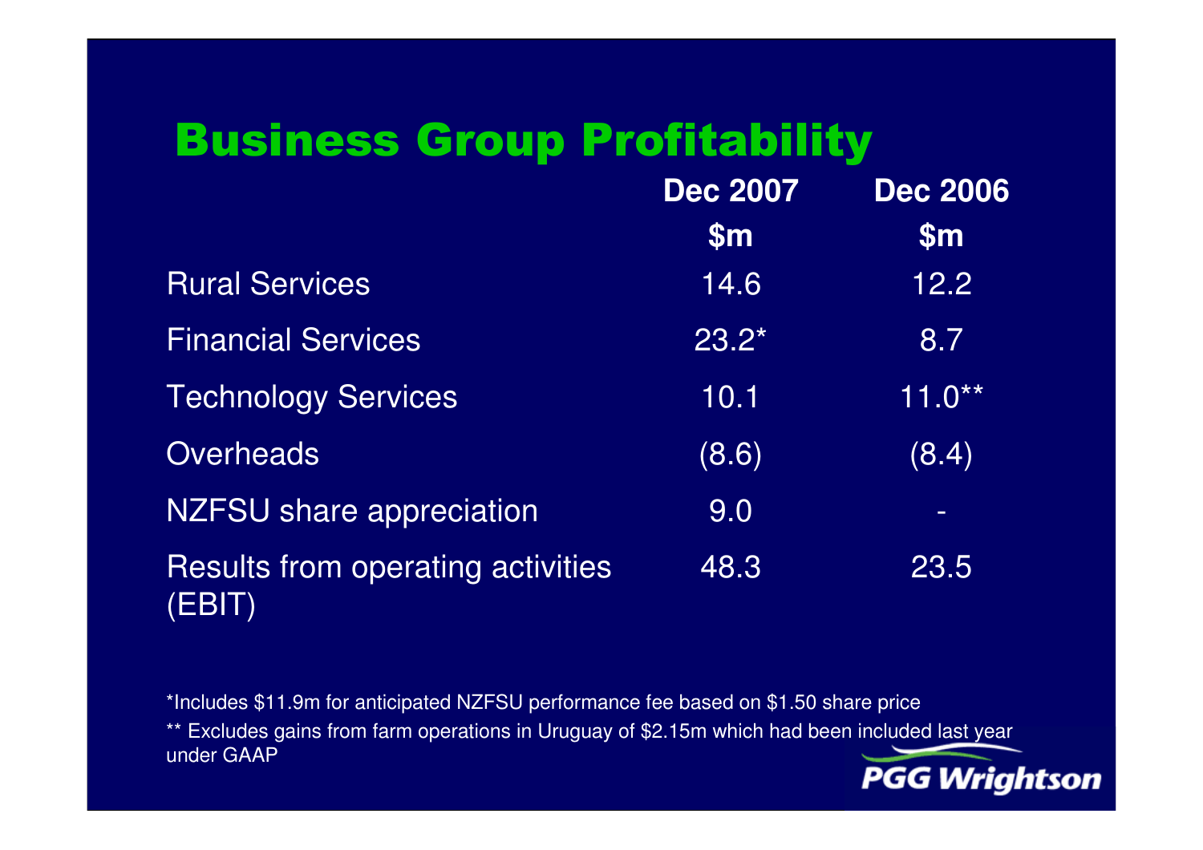# Business Group Profitability

| | Dec 2007 $m | Dec 2006 $m |
|---|---|---|
| Rural Services | 14.6 | 12.2 |
| Financial Services | 23.2* | 8.7 |
| Technology Services | 10.1 | 11.0** |
| Overheads | (8.6) | (8.4) |
| NZFSU share appreciation | 9.0 | - |
| Results from operating activities (EBIT) | 48.3 | 23.5 |

*Includes $11.9m for anticipated NZFSU performance fee based on $1.50 share price

** Excludes gains from farm operations in Uruguay of $2.15m which had been included last year under GAAP

PGG Wrightson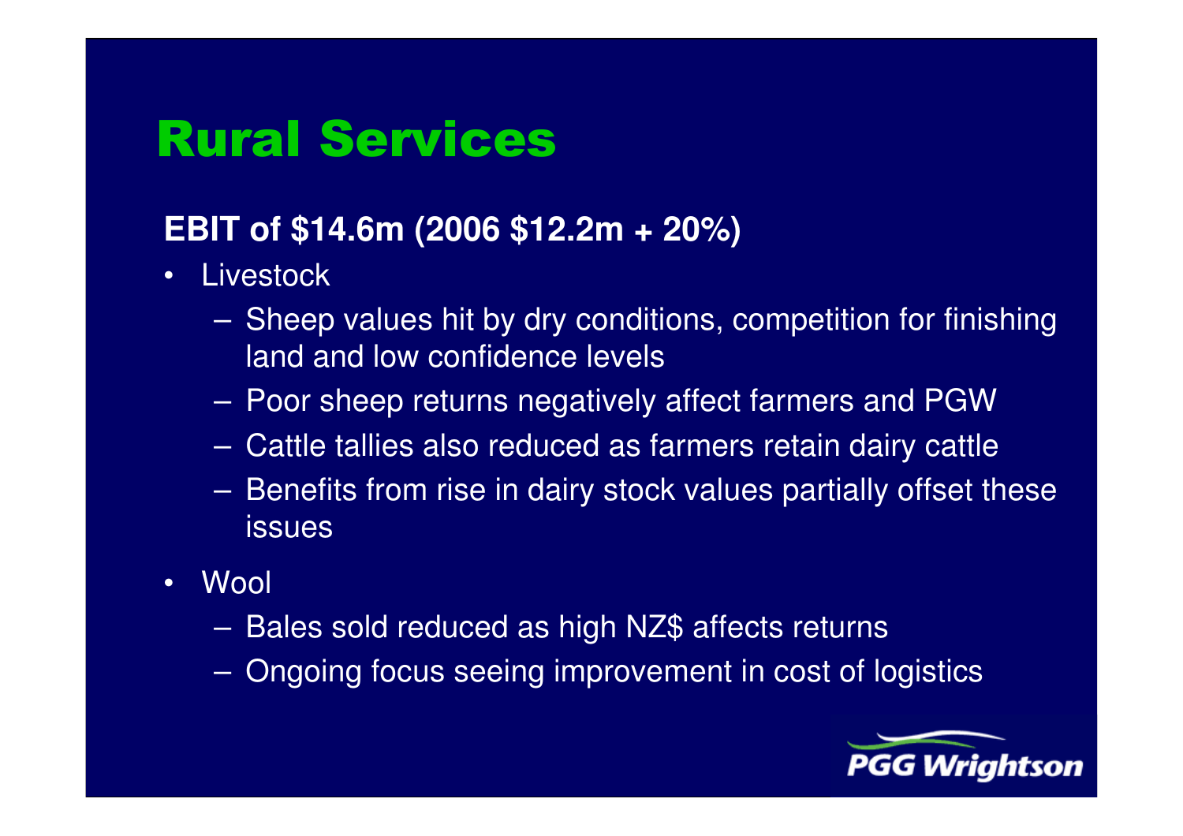# Rural Services

**EBIT of $14.6m (2006 $12.2m + 20%)**

- Livestock
  - Sheep values hit by dry conditions, competition for finishing land and low confidence levels
  - Poor sheep returns negatively affect farmers and PGW
  - Cattle tallies also reduced as farmers retain dairy cattle
  - Benefits from rise in dairy stock values partially offset these issues
- Wool
  - Bales sold reduced as high NZ$ affects returns
  - Ongoing focus seeing improvement in cost of logistics

PGG Wrightson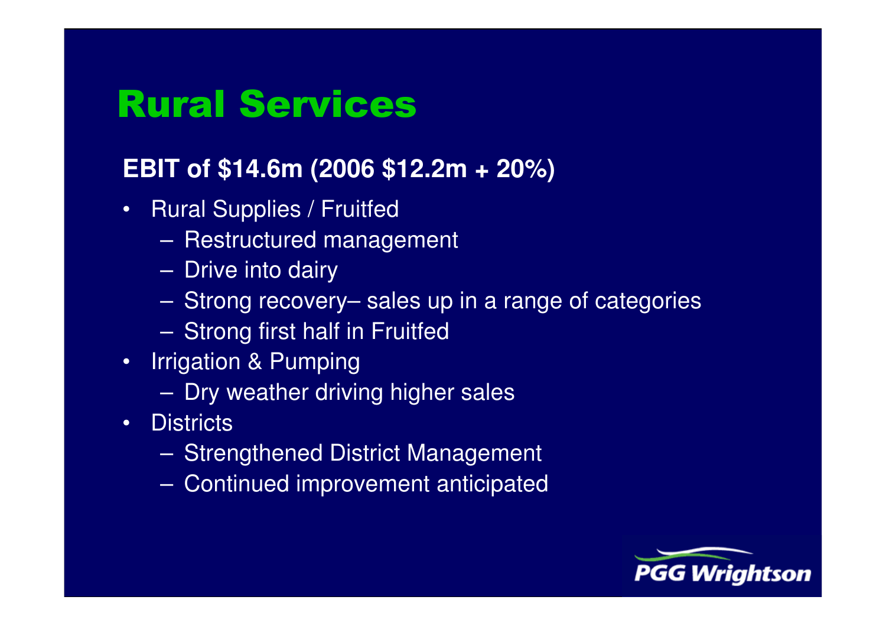# Rural Services

**EBIT of $14.6m (2006 $12.2m + 20%)**

- Rural Supplies / Fruitfed
  - Restructured management
  - Drive into dairy
  - Strong recovery– sales up in a range of categories
  - Strong first half in Fruitfed
- Irrigation & Pumping
  - Dry weather driving higher sales
- Districts
  - Strengthened District Management
  - Continued improvement anticipated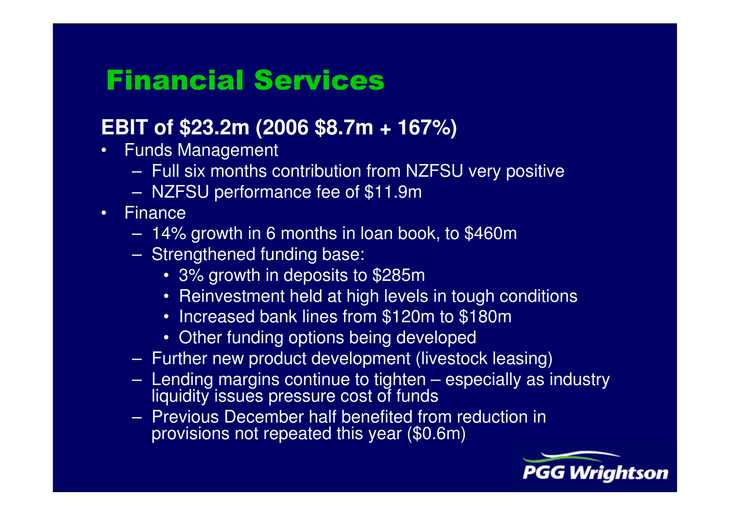# Financial Services

**EBIT of $23.2m (2006 $8.7m + 167%)**

- Funds Management
  - Full six months contribution from NZFSU very positive
  - NZFSU performance fee of $11.9m
- Finance
  - 14% growth in 6 months in loan book, to $460m
  - Strengthened funding base:
    - 3% growth in deposits to $285m
    - Reinvestment held at high levels in tough conditions
    - Increased bank lines from $120m to $180m
    - Other funding options being developed
  - Further new product development (livestock leasing)
  - Lending margins continue to tighten – especially as industry liquidity issues pressure cost of funds
  - Previous December half benefited from reduction in provisions not repeated this year ($0.6m)

PGG Wrightson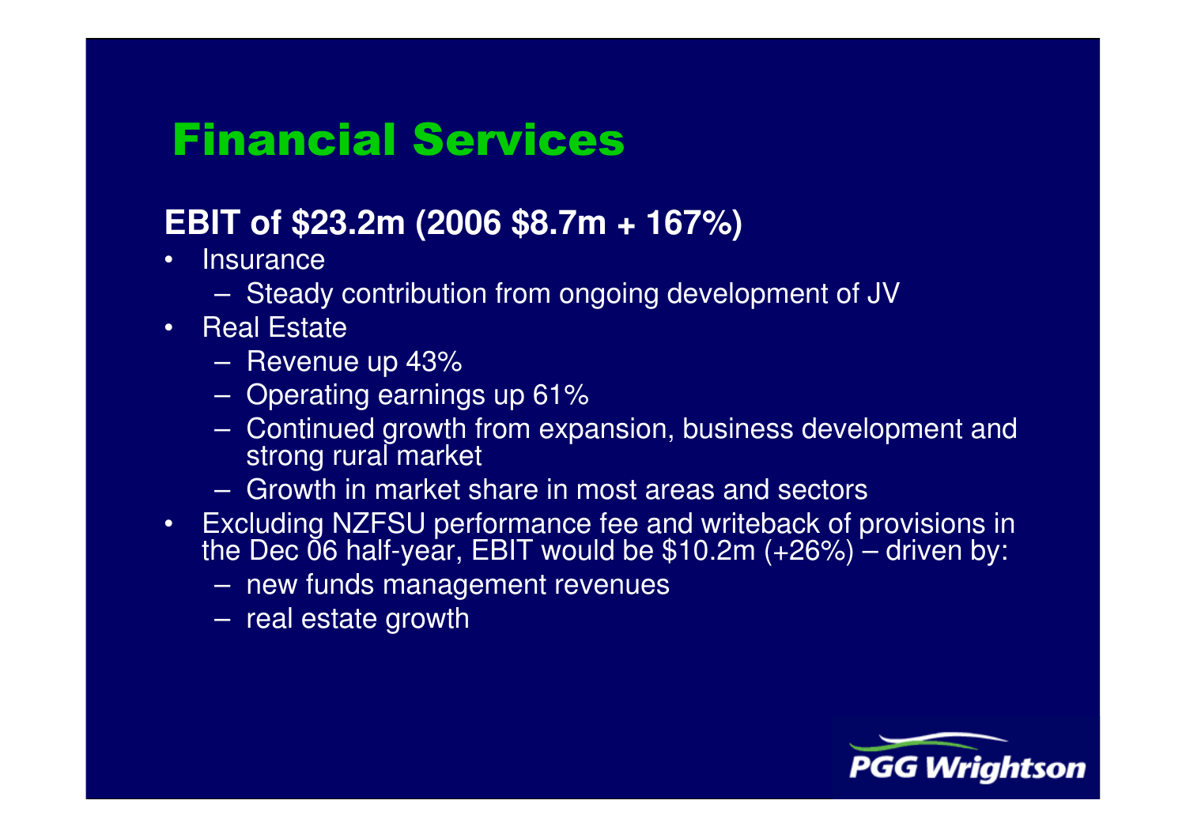# Financial Services

**EBIT of $23.2m (2006 $8.7m + 167%)**

- Insurance
  - Steady contribution from ongoing development of JV
- Real Estate
  - Revenue up 43%
  - Operating earnings up 61%
  - Continued growth from expansion, business development and strong rural market
  - Growth in market share in most areas and sectors
- Excluding NZFSU performance fee and writeback of provisions in the Dec 06 half-year, EBIT would be $10.2m (+26%) – driven by:
  - new funds management revenues
  - real estate growth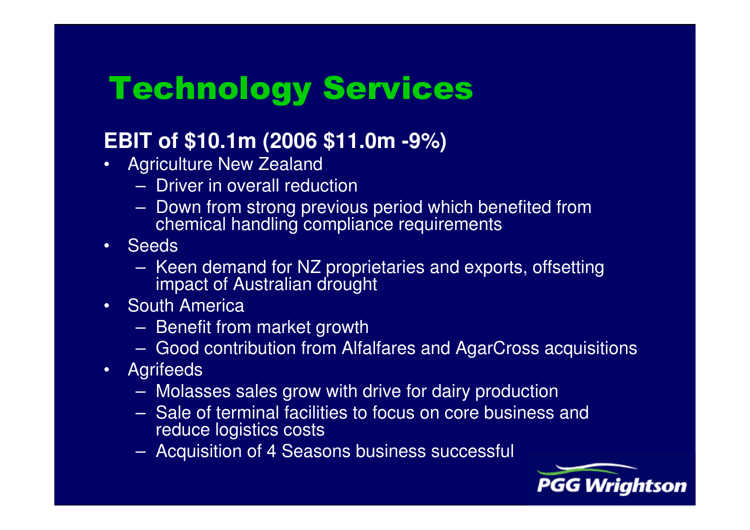# Technology Services

**EBIT of $10.1m (2006 $11.0m -9%)**

- Agriculture New Zealand
  - Driver in overall reduction
  - Down from strong previous period which benefited from chemical handling compliance requirements
- Seeds
  - Keen demand for NZ proprietaries and exports, offsetting impact of Australian drought
- South America
  - Benefit from market growth
  - Good contribution from Alfalfares and AgarCross acquisitions
- Agrifeeds
  - Molasses sales grow with drive for dairy production
  - Sale of terminal facilities to focus on core business and reduce logistics costs
  - Acquisition of 4 Seasons business successful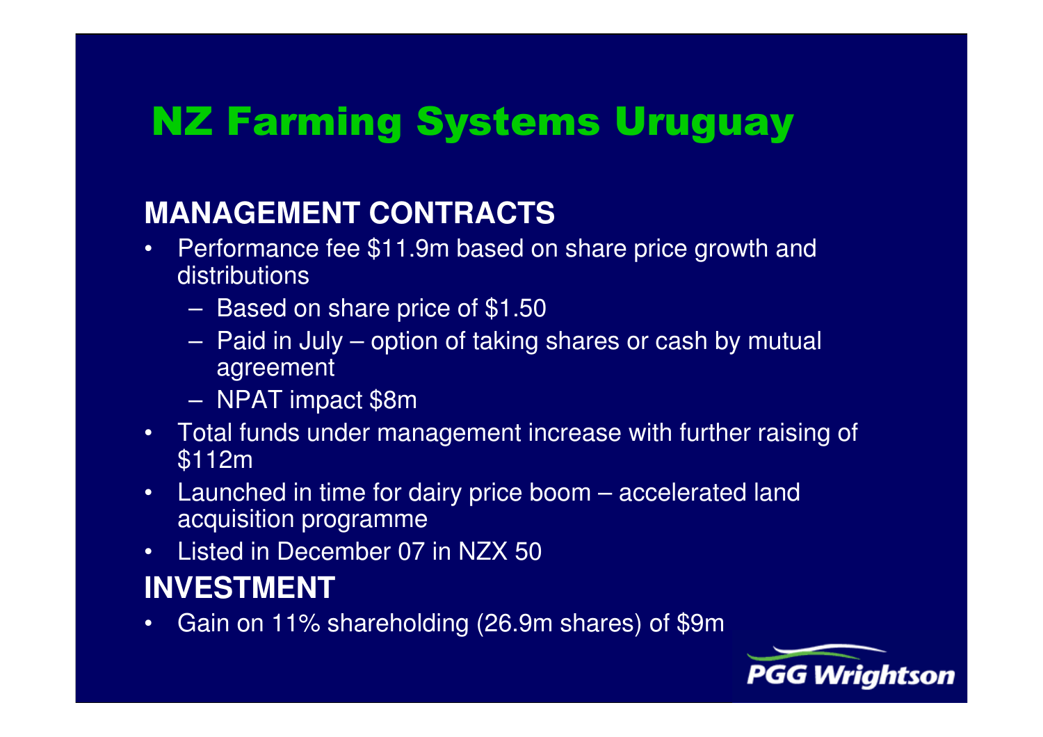# NZ Farming Systems Uruguay

## MANAGEMENT CONTRACTS

- Performance fee $11.9m based on share price growth and distributions
  - Based on share price of $1.50
  - Paid in July – option of taking shares or cash by mutual agreement
  - NPAT impact $8m
- Total funds under management increase with further raising of $112m
- Launched in time for dairy price boom – accelerated land acquisition programme
- Listed in December 07 in NZX 50

## INVESTMENT

- Gain on 11% shareholding (26.9m shares) of $9m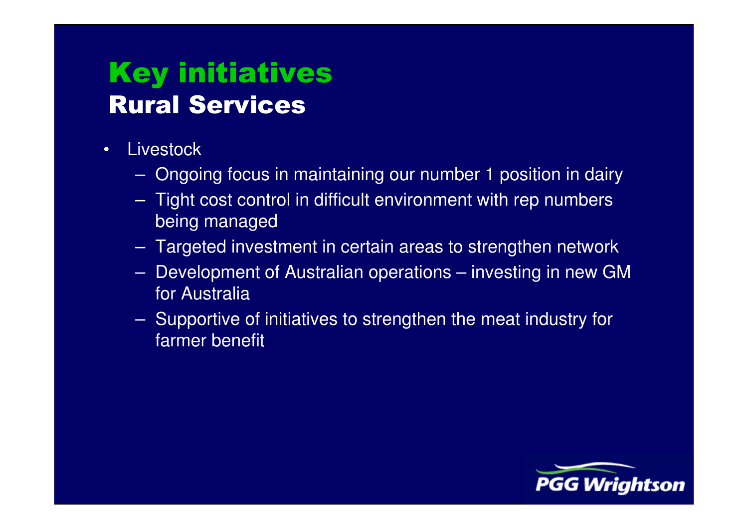# Key initiatives
## Rural Services

- Livestock
  - Ongoing focus in maintaining our number 1 position in dairy
  - Tight cost control in difficult environment with rep numbers being managed
  - Targeted investment in certain areas to strengthen network
  - Development of Australian operations – investing in new GM for Australia
  - Supportive of initiatives to strengthen the meat industry for farmer benefit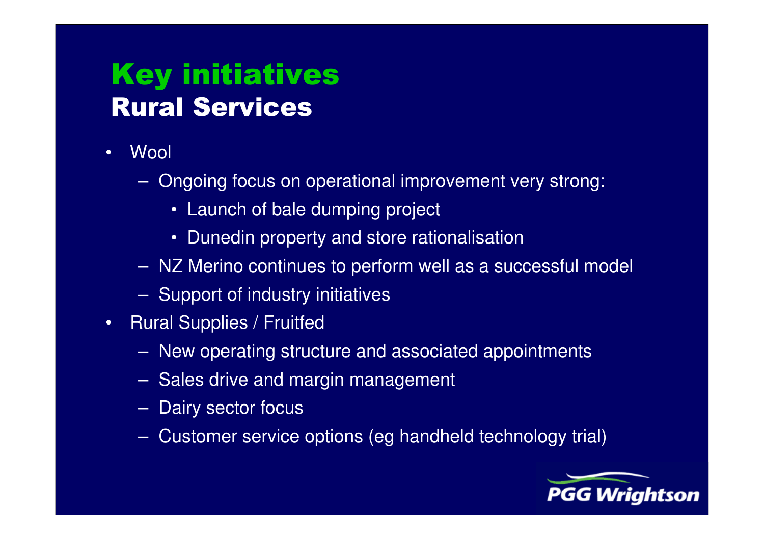# Key initiatives
## Rural Services

- Wool
  - Ongoing focus on operational improvement very strong:
    - Launch of bale dumping project
    - Dunedin property and store rationalisation
  - NZ Merino continues to perform well as a successful model
  - Support of industry initiatives
- Rural Supplies / Fruitfed
  - New operating structure and associated appointments
  - Sales drive and margin management
  - Dairy sector focus
  - Customer service options (eg handheld technology trial)

PGG Wrightson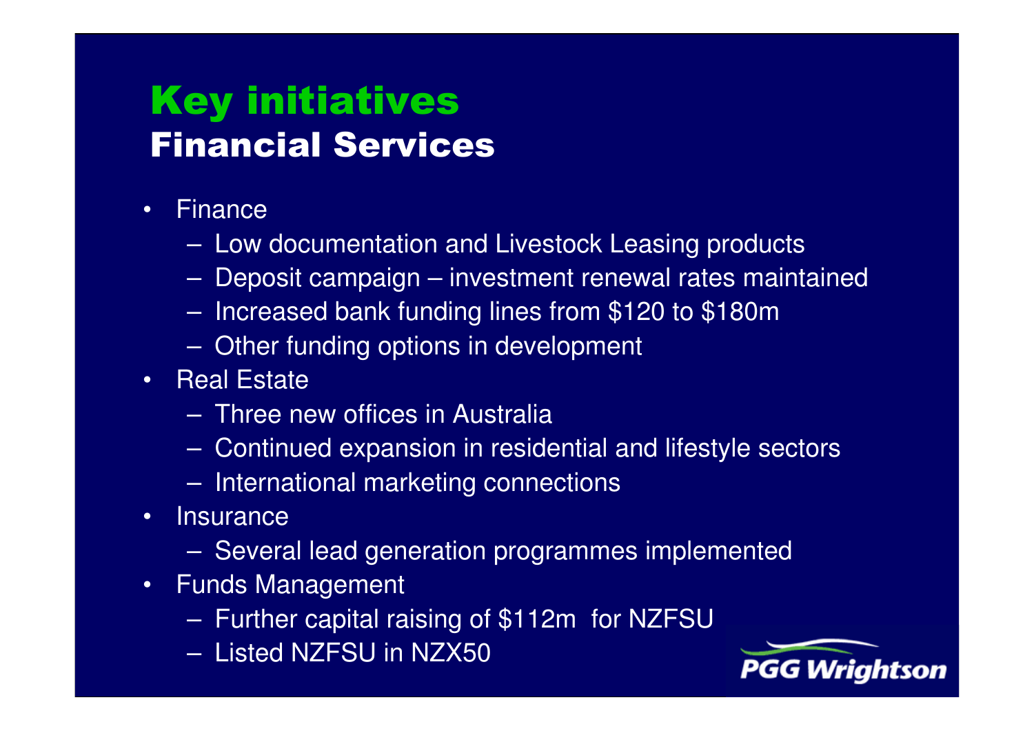# Key initiatives
## Financial Services

- Finance
  - Low documentation and Livestock Leasing products
  - Deposit campaign – investment renewal rates maintained
  - Increased bank funding lines from $120 to $180m
  - Other funding options in development
- Real Estate
  - Three new offices in Australia
  - Continued expansion in residential and lifestyle sectors
  - International marketing connections
- Insurance
  - Several lead generation programmes implemented
- Funds Management
  - Further capital raising of $112m for NZFSU
  - Listed NZFSU in NZX50

PGG Wrightson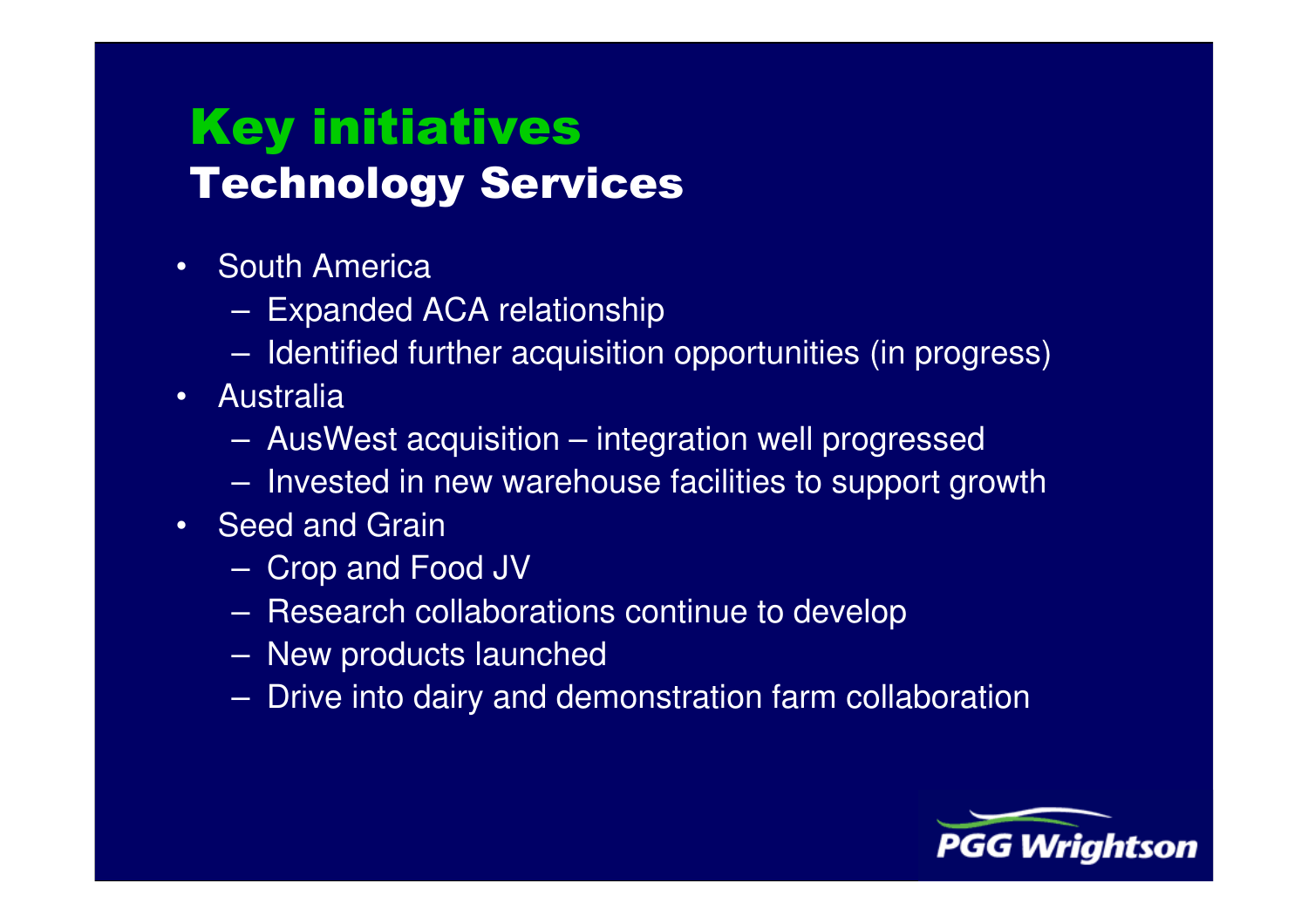# Key initiatives
## Technology Services

- South America
  - Expanded ACA relationship
  - Identified further acquisition opportunities (in progress)
- Australia
  - AusWest acquisition – integration well progressed
  - Invested in new warehouse facilities to support growth
- Seed and Grain
  - Crop and Food JV
  - Research collaborations continue to develop
  - New products launched
  - Drive into dairy and demonstration farm collaboration

PGG Wrightson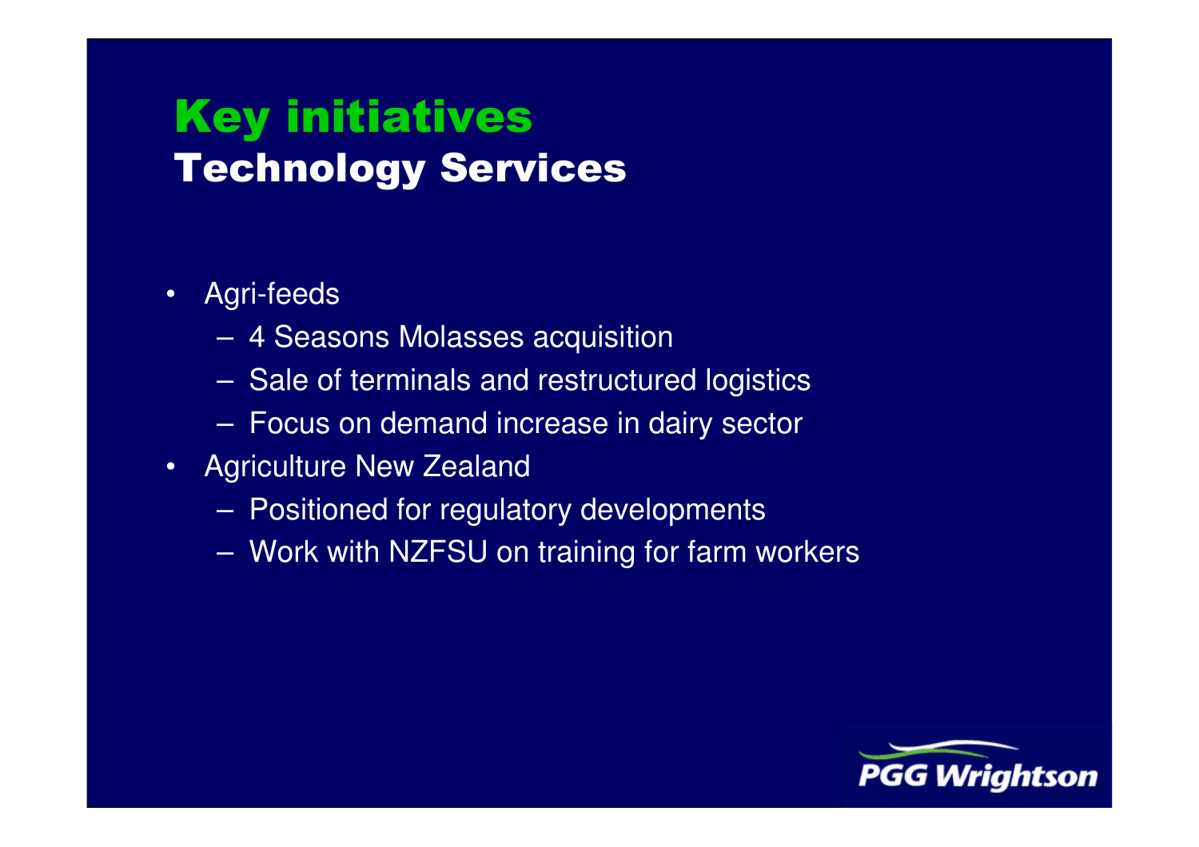# Key initiatives
## Technology Services

- Agri-feeds
  - 4 Seasons Molasses acquisition
  - Sale of terminals and restructured logistics
  - Focus on demand increase in dairy sector
- Agriculture New Zealand
  - Positioned for regulatory developments
  - Work with NZFSU on training for farm workers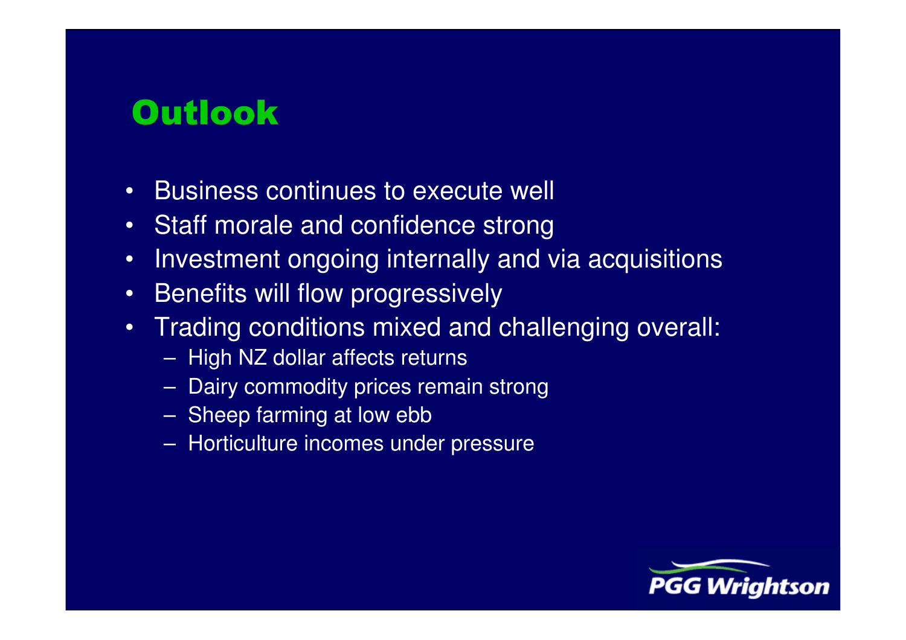# Outlook

- Business continues to execute well
- Staff morale and confidence strong
- Investment ongoing internally and via acquisitions
- Benefits will flow progressively
- Trading conditions mixed and challenging overall:
  - High NZ dollar affects returns
  - Dairy commodity prices remain strong
  - Sheep farming at low ebb
  - Horticulture incomes under pressure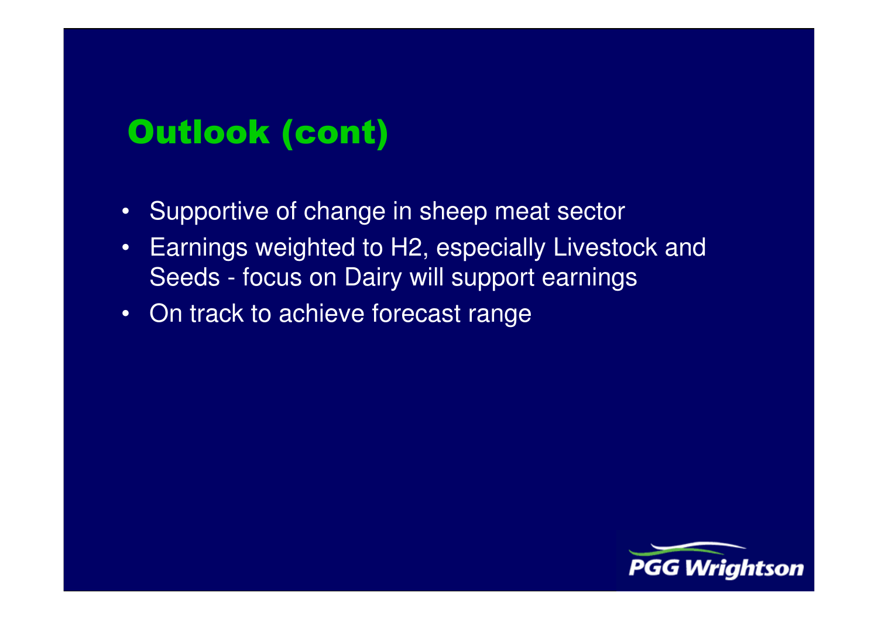# Outlook (cont)

- Supportive of change in sheep meat sector
- Earnings weighted to H2, especially Livestock and Seeds - focus on Dairy will support earnings
- On track to achieve forecast range